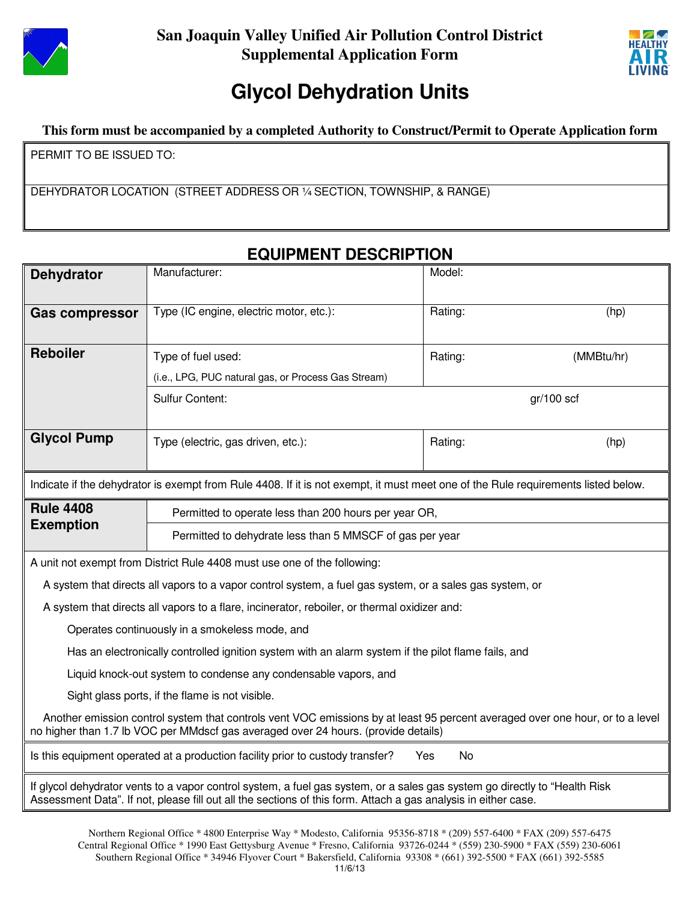# San Joaquin Valley Unified Air Pollution Control District
## Supplemental Application Form

# Glycol Dehydration Units

**This form must be accompanied by a completed Authority to Construct/Permit to Operate Application form**

| PERMIT TO BE ISSUED TO: |
|---|
| DEHYDRATOR LOCATION (STREET ADDRESS OR ¼ SECTION, TOWNSHIP, & RANGE) |

## EQUIPMENT DESCRIPTION

| | | |
|---|---|---|
| **Dehydrator** | Manufacturer: | Model: |
| **Gas compressor** | Type (IC engine, electric motor, etc.): | Rating: (hp) |
| **Reboiler** | Type of fuel used: (i.e., LPG, PUC natural gas, or Process Gas Stream) | Rating: (MMBtu/hr) |
| | Sulfur Content: gr/100 scf | |
| **Glycol Pump** | Type (electric, gas driven, etc.): | Rating: (hp) |

Indicate if the dehydrator is exempt from Rule 4408. If it is not exempt, it must meet one of the Rule requirements listed below.

| | |
|---|---|
| **Rule 4408 Exemption** | Permitted to operate less than 200 hours per year OR, |
| | Permitted to dehydrate less than 5 MMSCF of gas per year |

A unit not exempt from District Rule 4408 must use one of the following:

A system that directs all vapors to a vapor control system, a fuel gas system, or a sales gas system, or

A system that directs all vapors to a flare, incinerator, reboiler, or thermal oxidizer and:

- Operates continuously in a smokeless mode, and
- Has an electronically controlled ignition system with an alarm system if the pilot flame fails, and
- Liquid knock-out system to condense any condensable vapors, and
- Sight glass ports, if the flame is not visible.

Another emission control system that controls vent VOC emissions by at least 95 percent averaged over one hour, or to a level no higher than 1.7 lb VOC per MMdscf gas averaged over 24 hours. (provide details)

Is this equipment operated at a production facility prior to custody transfer? Yes No

If glycol dehydrator vents to a vapor control system, a fuel gas system, or a sales gas system go directly to "Health Risk Assessment Data". If not, please fill out all the sections of this form. Attach a gas analysis in either case.

Northern Regional Office * 4800 Enterprise Way * Modesto, California 95356-8718 * (209) 557-6400 * FAX (209) 557-6475
Central Regional Office * 1990 East Gettysburg Avenue * Fresno, California 93726-0244 * (559) 230-5900 * FAX (559) 230-6061
Southern Regional Office * 34946 Flyover Court * Bakersfield, California 93308 * (661) 392-5500 * FAX (661) 392-5585
11/6/13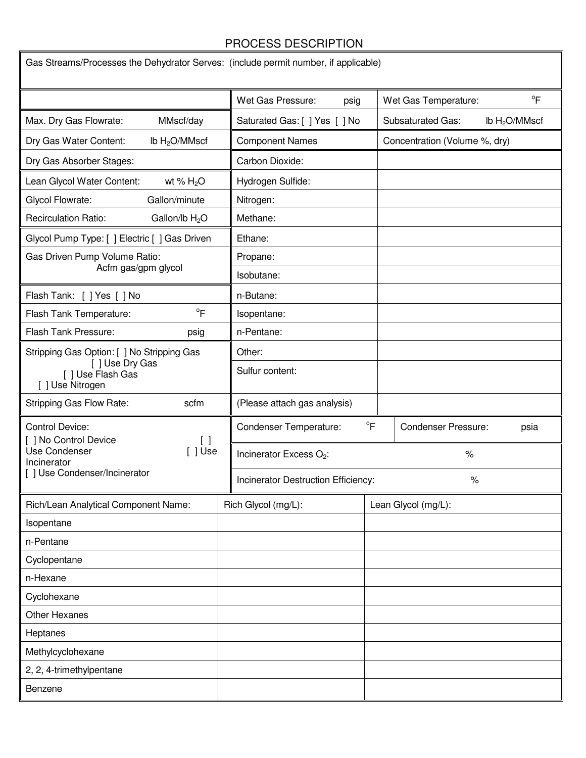# PROCESS DESCRIPTION

Gas Streams/Processes the Dehydrator Serves: (include permit number, if applicable)

| | | |
|---|---|---|
| | Wet Gas Pressure: psig | Wet Gas Temperature: °F |
| Max. Dry Gas Flowrate: MMscf/day | Saturated Gas: [ ] Yes [ ] No | Subsaturated Gas: lb $H_2O$/MMscf |
| Dry Gas Water Content: lb $H_2O$/MMscf | Component Names | Concentration (Volume %, dry) |
| Dry Gas Absorber Stages: | Carbon Dioxide: | |
| Lean Glycol Water Content: wt % $H_2O$ | Hydrogen Sulfide: | |
| Glycol Flowrate: Gallon/minute | Nitrogen: | |
| Recirculation Ratio: Gallon/lb $H_2O$ | Methane: | |
| Glycol Pump Type: [ ] Electric [ ] Gas Driven | Ethane: | |
| Gas Driven Pump Volume Ratio: Acfm gas/gpm glycol | Propane: | |
| | Isobutane: | |
| Flash Tank: [ ] Yes [ ] No | n-Butane: | |
| Flash Tank Temperature: °F | Isopentane: | |
| Flash Tank Pressure: psig | n-Pentane: | |
| Stripping Gas Option: [ ] No Stripping Gas [ ] Use Dry Gas [ ] Use Flash Gas [ ] Use Nitrogen | Other: | |
| | Sulfur content: | |
| Stripping Gas Flow Rate: scfm | (Please attach gas analysis) | |

| | | |
|---|---|---|
| Control Device: [ ] No Control Device [ ] Use Condenser [ ] Use Incinerator [ ] Use Condenser/Incinerator | Condenser Temperature: °F | Condenser Pressure: psia |
| | Incinerator Excess $O_2$: % | |
| | Incinerator Destruction Efficiency: % | |

| Rich/Lean Analytical Component Name: | Rich Glycol (mg/L): | Lean Glycol (mg/L): |
|---|---|---|
| Isopentane | | |
| n-Pentane | | |
| Cyclopentane | | |
| n-Hexane | | |
| Cyclohexane | | |
| Other Hexanes | | |
| Heptanes | | |
| Methylcyclohexane | | |
| 2, 2, 4-trimethylpentane | | |
| Benzene | | |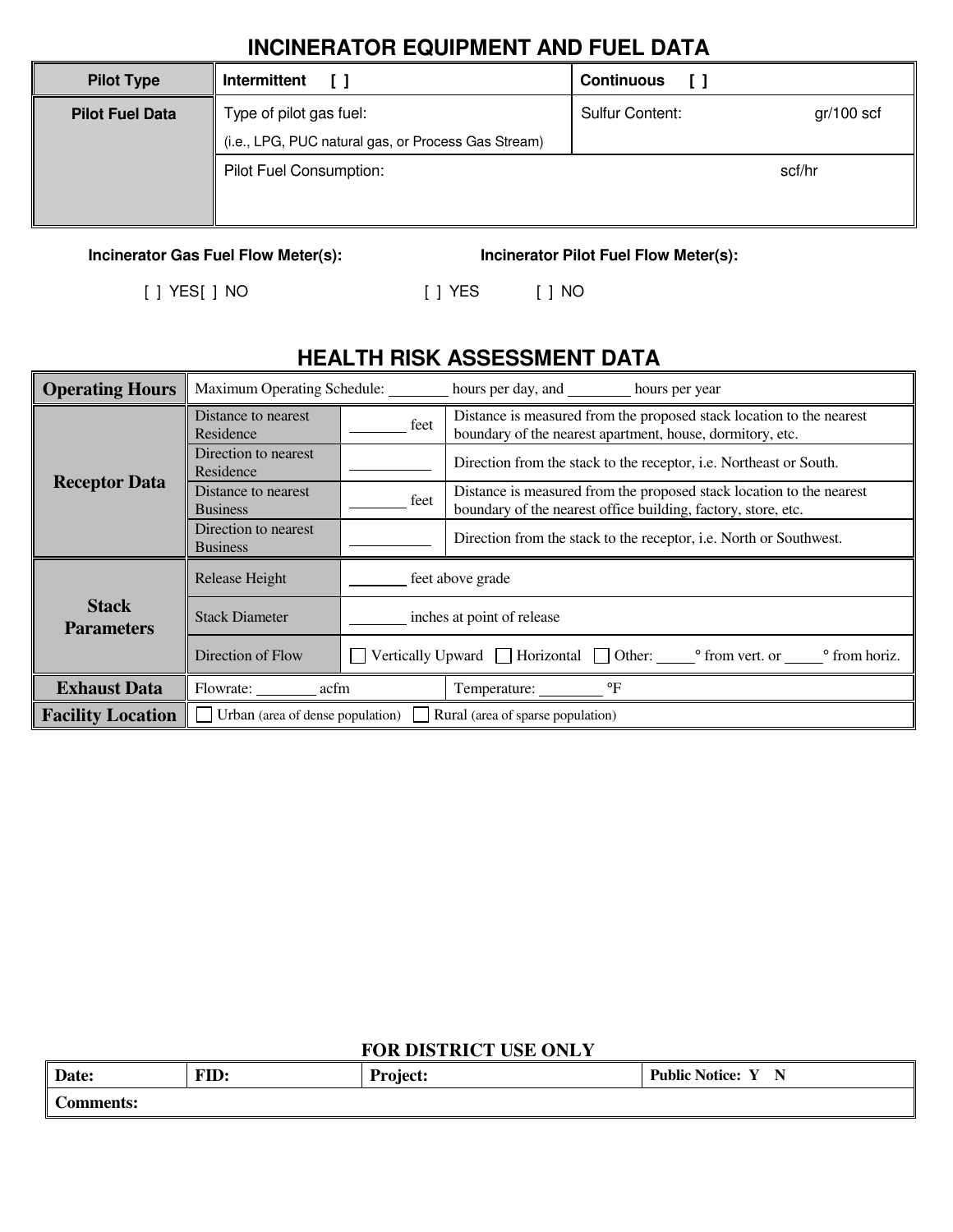## INCINERATOR EQUIPMENT AND FUEL DATA

| | | |
|---|---|---|
| **Pilot Type** | **Intermittent [ ]** | **Continuous [ ]** |
| **Pilot Fuel Data** | Type of pilot gas fuel: (i.e., LPG, PUC natural gas, or Process Gas Stream) | Sulfur Content: gr/100 scf |
| | Pilot Fuel Consumption: scf/hr | |

**Incinerator Gas Fuel Flow Meter(s):** [ ] YES [ ] NO

**Incinerator Pilot Fuel Flow Meter(s):** [ ] YES [ ] NO

## HEALTH RISK ASSESSMENT DATA

| | | | |
|---|---|---|---|
| **Operating Hours** | Maximum Operating Schedule: ________ hours per day, and ________ hours per year | | |
| **Receptor Data** | Distance to nearest Residence | _______ feet | Distance is measured from the proposed stack location to the nearest boundary of the nearest apartment, house, dormitory, etc. |
| | Direction to nearest Residence | __________ | Direction from the stack to the receptor, i.e. Northeast or South. |
| | Distance to nearest Business | _______ feet | Distance is measured from the proposed stack location to the nearest boundary of the nearest office building, factory, store, etc. |
| | Direction to nearest Business | __________ | Direction from the stack to the receptor, i.e. North or Southwest. |
| **Stack Parameters** | Release Height | _______ feet above grade | |
| | Stack Diameter | _______ inches at point of release | |
| | Direction of Flow | ☐ Vertically Upward ☐ Horizontal ☐ Other: _____° from vert. or _____° from horiz. | |
| **Exhaust Data** | Flowrate: ________ acfm | Temperature: ________ °F | |
| **Facility Location** | ☐ Urban (area of dense population) ☐ Rural (area of sparse population) | | |

**FOR DISTRICT USE ONLY**

| | | | |
|---|---|---|---|
| **Date:** | **FID:** | **Project:** | **Public Notice: Y N** |
| **Comments:** | | | |